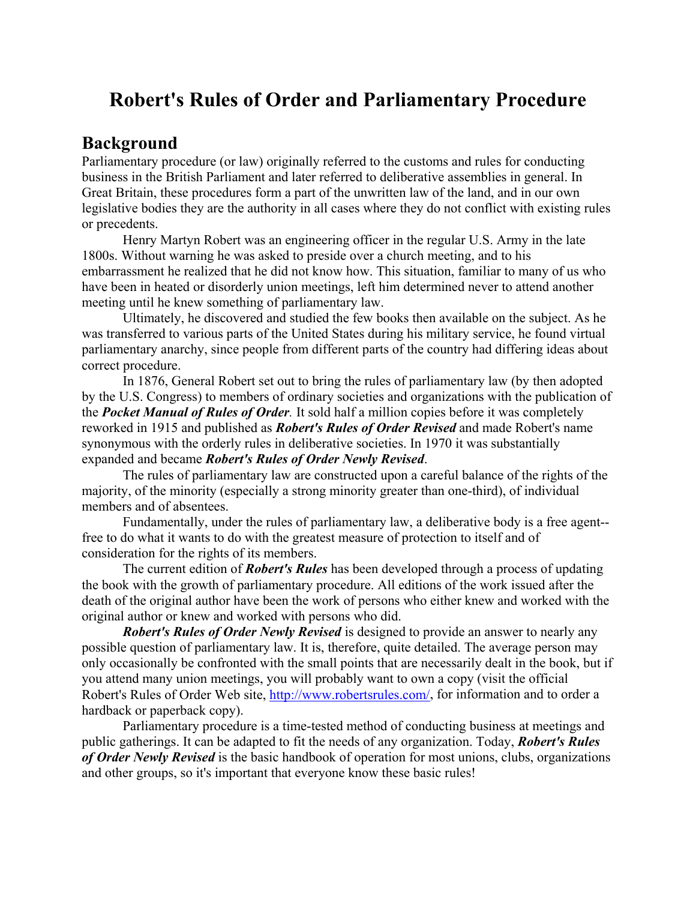# Robert's Rules of Order and Parliamentary Procedure

## Background

Parliamentary procedure (or law) originally referred to the customs and rules for conducting business in the British Parliament and later referred to deliberative assemblies in general. In Great Britain, these procedures form a part of the unwritten law of the land, and in our own legislative bodies they are the authority in all cases where they do not conflict with existing rules or precedents.

Henry Martyn Robert was an engineering officer in the regular U.S. Army in the late 1800s. Without warning he was asked to preside over a church meeting, and to his embarrassment he realized that he did not know how. This situation, familiar to many of us who have been in heated or disorderly union meetings, left him determined never to attend another meeting until he knew something of parliamentary law.

Ultimately, he discovered and studied the few books then available on the subject. As he was transferred to various parts of the United States during his military service, he found virtual parliamentary anarchy, since people from different parts of the country had differing ideas about correct procedure.

In 1876, General Robert set out to bring the rules of parliamentary law (by then adopted by the U.S. Congress) to members of ordinary societies and organizations with the publication of the ***Pocket Manual of Rules of Order***. It sold half a million copies before it was completely reworked in 1915 and published as ***Robert's Rules of Order Revised*** and made Robert's name synonymous with the orderly rules in deliberative societies. In 1970 it was substantially expanded and became ***Robert's Rules of Order Newly Revised***.

The rules of parliamentary law are constructed upon a careful balance of the rights of the majority, of the minority (especially a strong minority greater than one-third), of individual members and of absentees.

Fundamentally, under the rules of parliamentary law, a deliberative body is a free agent--free to do what it wants to do with the greatest measure of protection to itself and of consideration for the rights of its members.

The current edition of ***Robert's Rules*** has been developed through a process of updating the book with the growth of parliamentary procedure. All editions of the work issued after the death of the original author have been the work of persons who either knew and worked with the original author or knew and worked with persons who did.

***Robert's Rules of Order Newly Revised*** is designed to provide an answer to nearly any possible question of parliamentary law. It is, therefore, quite detailed. The average person may only occasionally be confronted with the small points that are necessarily dealt in the book, but if you attend many union meetings, you will probably want to own a copy (visit the official Robert's Rules of Order Web site, [http://www.robertsrules.com/](http://www.robertsrules.com/), for information and to order a hardback or paperback copy).

Parliamentary procedure is a time-tested method of conducting business at meetings and public gatherings. It can be adapted to fit the needs of any organization. Today, ***Robert's Rules of Order Newly Revised*** is the basic handbook of operation for most unions, clubs, organizations and other groups, so it's important that everyone know these basic rules!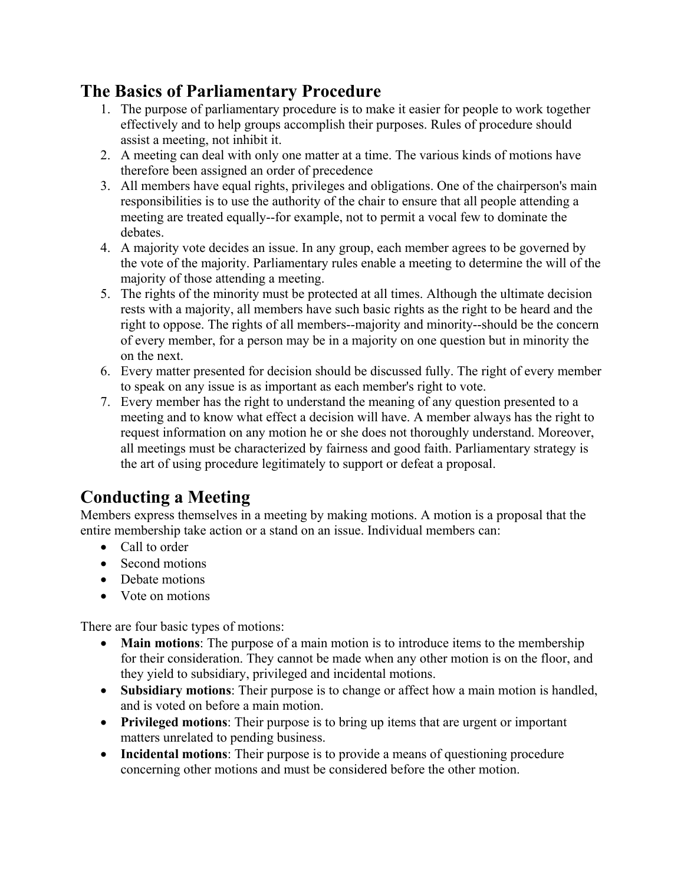## The Basics of Parliamentary Procedure

1. The purpose of parliamentary procedure is to make it easier for people to work together effectively and to help groups accomplish their purposes. Rules of procedure should assist a meeting, not inhibit it.
2. A meeting can deal with only one matter at a time. The various kinds of motions have therefore been assigned an order of precedence
3. All members have equal rights, privileges and obligations. One of the chairperson's main responsibilities is to use the authority of the chair to ensure that all people attending a meeting are treated equally--for example, not to permit a vocal few to dominate the debates.
4. A majority vote decides an issue. In any group, each member agrees to be governed by the vote of the majority. Parliamentary rules enable a meeting to determine the will of the majority of those attending a meeting.
5. The rights of the minority must be protected at all times. Although the ultimate decision rests with a majority, all members have such basic rights as the right to be heard and the right to oppose. The rights of all members--majority and minority--should be the concern of every member, for a person may be in a majority on one question but in minority the on the next.
6. Every matter presented for decision should be discussed fully. The right of every member to speak on any issue is as important as each member's right to vote.
7. Every member has the right to understand the meaning of any question presented to a meeting and to know what effect a decision will have. A member always has the right to request information on any motion he or she does not thoroughly understand. Moreover, all meetings must be characterized by fairness and good faith. Parliamentary strategy is the art of using procedure legitimately to support or defeat a proposal.

## Conducting a Meeting

Members express themselves in a meeting by making motions. A motion is a proposal that the entire membership take action or a stand on an issue. Individual members can:

- Call to order
- Second motions
- Debate motions
- Vote on motions

There are four basic types of motions:

- **Main motions**: The purpose of a main motion is to introduce items to the membership for their consideration. They cannot be made when any other motion is on the floor, and they yield to subsidiary, privileged and incidental motions.
- **Subsidiary motions**: Their purpose is to change or affect how a main motion is handled, and is voted on before a main motion.
- **Privileged motions**: Their purpose is to bring up items that are urgent or important matters unrelated to pending business.
- **Incidental motions**: Their purpose is to provide a means of questioning procedure concerning other motions and must be considered before the other motion.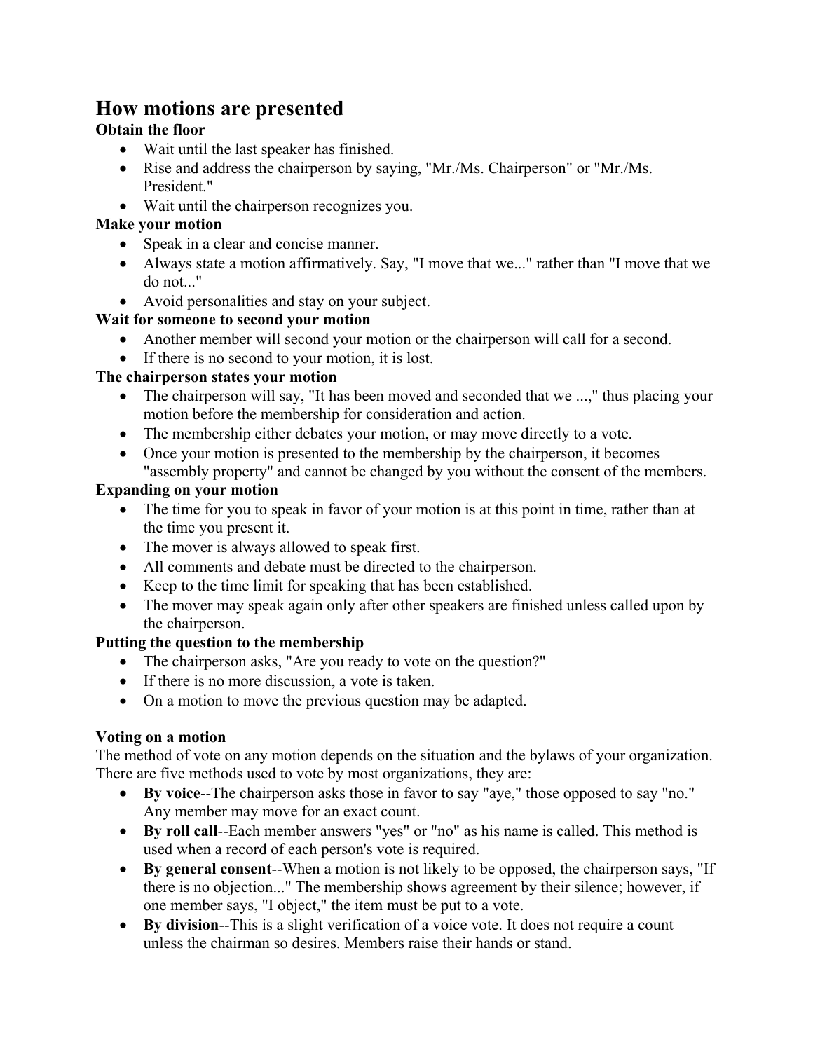## How motions are presented

**Obtain the floor**

- Wait until the last speaker has finished.
- Rise and address the chairperson by saying, "Mr./Ms. Chairperson" or "Mr./Ms. President."
- Wait until the chairperson recognizes you.

**Make your motion**

- Speak in a clear and concise manner.
- Always state a motion affirmatively. Say, "I move that we..." rather than "I move that we do not..."
- Avoid personalities and stay on your subject.

**Wait for someone to second your motion**

- Another member will second your motion or the chairperson will call for a second.
- If there is no second to your motion, it is lost.

**The chairperson states your motion**

- The chairperson will say, "It has been moved and seconded that we ...," thus placing your motion before the membership for consideration and action.
- The membership either debates your motion, or may move directly to a vote.
- Once your motion is presented to the membership by the chairperson, it becomes "assembly property" and cannot be changed by you without the consent of the members.

**Expanding on your motion**

- The time for you to speak in favor of your motion is at this point in time, rather than at the time you present it.
- The mover is always allowed to speak first.
- All comments and debate must be directed to the chairperson.
- Keep to the time limit for speaking that has been established.
- The mover may speak again only after other speakers are finished unless called upon by the chairperson.

**Putting the question to the membership**

- The chairperson asks, "Are you ready to vote on the question?"
- If there is no more discussion, a vote is taken.
- On a motion to move the previous question may be adapted.

**Voting on a motion**

The method of vote on any motion depends on the situation and the bylaws of your organization. There are five methods used to vote by most organizations, they are:

- **By voice**--The chairperson asks those in favor to say "aye," those opposed to say "no." Any member may move for an exact count.
- **By roll call**--Each member answers "yes" or "no" as his name is called. This method is used when a record of each person's vote is required.
- **By general consent**--When a motion is not likely to be opposed, the chairperson says, "If there is no objection..." The membership shows agreement by their silence; however, if one member says, "I object," the item must be put to a vote.
- **By division**--This is a slight verification of a voice vote. It does not require a count unless the chairman so desires. Members raise their hands or stand.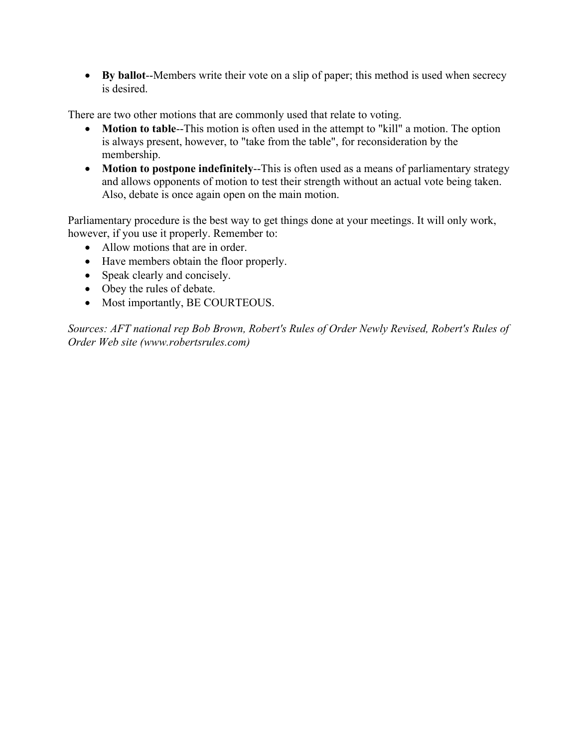- **By ballot**--Members write their vote on a slip of paper; this method is used when secrecy is desired.

There are two other motions that are commonly used that relate to voting.

- **Motion to table**--This motion is often used in the attempt to "kill" a motion. The option is always present, however, to "take from the table", for reconsideration by the membership.
- **Motion to postpone indefinitely**--This is often used as a means of parliamentary strategy and allows opponents of motion to test their strength without an actual vote being taken. Also, debate is once again open on the main motion.

Parliamentary procedure is the best way to get things done at your meetings. It will only work, however, if you use it properly. Remember to:

- Allow motions that are in order.
- Have members obtain the floor properly.
- Speak clearly and concisely.
- Obey the rules of debate.
- Most importantly, BE COURTEOUS.

*Sources: AFT national rep Bob Brown, Robert's Rules of Order Newly Revised, Robert's Rules of Order Web site (www.robertsrules.com)*